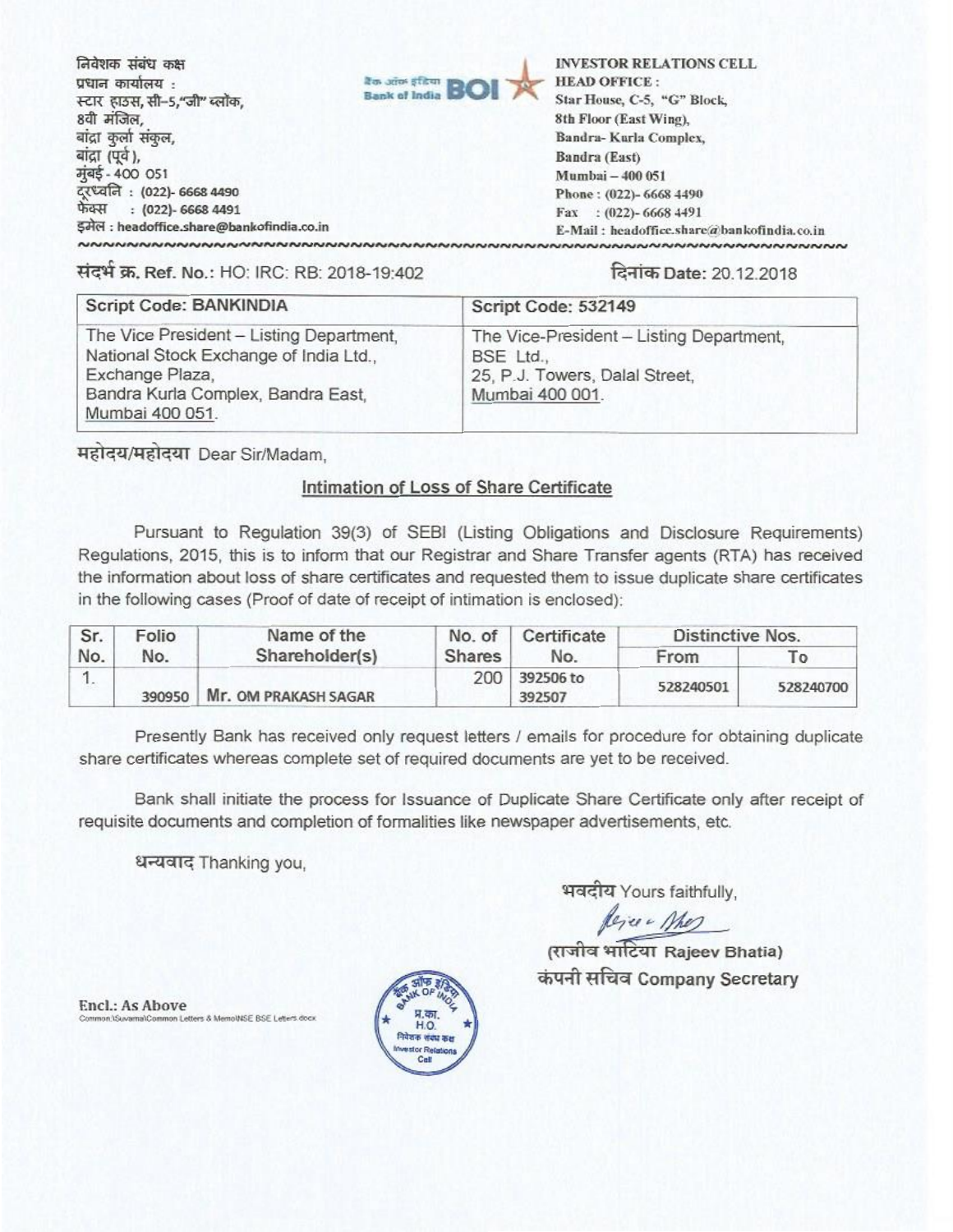निवेशक संबंध कक्ष
प्रधान कार्यालय :
स्टार हाउस, सी-5,"जी" ब्लोक,
8वी मंजिल,
बांद्रा कुर्ला संकुल,
बांद्रा (पूर्व),
मुंबई - 400 051
दूरध्वनि : (022)- 6668 4490
फेक्स : (022)- 6668 4491
इमेल : headoffice.share@bankofindia.co.in

**INVESTOR RELATIONS CELL**
**HEAD OFFICE :**
Star House, C-5, "G" Block,
8th Floor (East Wing),
Bandra- Kurla Complex,
Bandra (East)
Mumbai – 400 051
Phone : (022)- 6668 4490
Fax : (022)- 6668 4491
E-Mail : headoffice.share@bankofindia.co.in

संदर्भ क्र. **Ref. No.:** HO: IRC: RB: 2018-19:402

दिनांक **Date:** 20.12.2018

| **Script Code: BANKINDIA** | **Script Code: 532149** |
|---|---|
| The Vice President – Listing Department, National Stock Exchange of India Ltd., Exchange Plaza, Bandra Kurla Complex, Bandra East, Mumbai 400 051. | The Vice-President – Listing Department, BSE Ltd., 25, P.J. Towers, Dalal Street, Mumbai 400 001. |

महोदय/महोदया Dear Sir/Madam,

## Intimation of Loss of Share Certificate

Pursuant to Regulation 39(3) of SEBI (Listing Obligations and Disclosure Requirements) Regulations, 2015, this is to inform that our Registrar and Share Transfer agents (RTA) has received the information about loss of share certificates and requested them to issue duplicate share certificates in the following cases (Proof of date of receipt of intimation is enclosed):

| Sr. No. | Folio No. | Name of the Shareholder(s) | No. of Shares | Certificate No. | Distinctive Nos. | |
|---|---|---|---|---|---|---|
| | | | | | From | To |
| 1. | 390950 | Mr. OM PRAKASH SAGAR | 200 | 392506 to 392507 | 528240501 | 528240700 |

Presently Bank has received only request letters / emails for procedure for obtaining duplicate share certificates whereas complete set of required documents are yet to be received.

Bank shall initiate the process for Issuance of Duplicate Share Certificate only after receipt of requisite documents and completion of formalities like newspaper advertisements, etc.

धन्यवाद Thanking you,

भवदीय Yours faithfully,

(राजीव भाटिया **Rajeev Bhatia**)
कंपनी सचिव **Company Secretary**

**Encl.: As Above**
Common\Suvarna\Common Letters & Memo\NSE BSE Letters.docx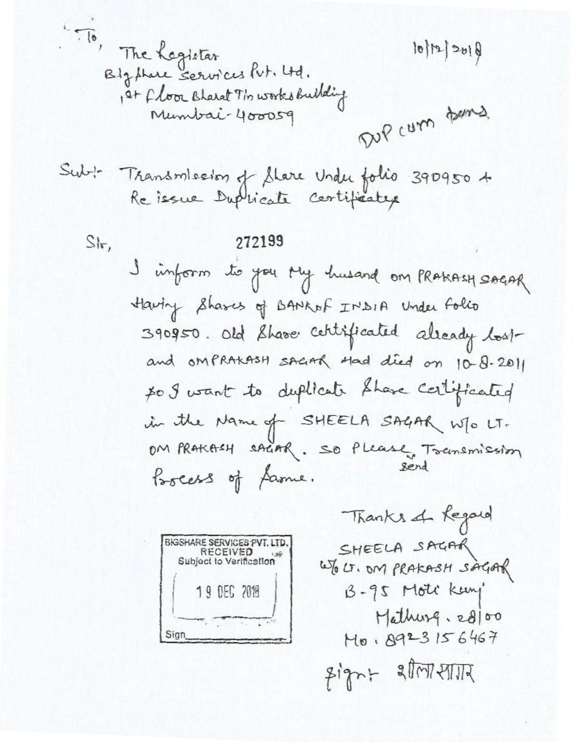To,

The Registar
Big Share Services Pvt. Ltd.
1st floor Bharat Tin works Building
Mumbai - 400059

10/12/2018

DUP cum Trans.

Sub:- Transmission of Share Under folio 390950 + Re issue Duplicate Certificates

Sir,

272199

I inform to you My husand OM PRAKASH SAGAR Having Shares of BANK of INDIA Under folio 390950. Old Share certificated already lost and OMPRAKASH SAGAR Had died on 10-8-2011 so I want to duplicate Share Certificated in the Name of SHEELA SAGAR W/o LT. OM PRAKASH SAGAR. So Please send Transmission Process of Same.

BIGSHARE SERVICES PVT. LTD.
RECEIVED
Subject to Verification
19 DEC 2018
Sign

Thanks & Regard
SHEELA SAGAR
W/o LT. OM PRAKASH SAGAR
B-95 Moti Kunj
Mathura. 28100
Mo. 8923156467

Sign:- शीला सागर